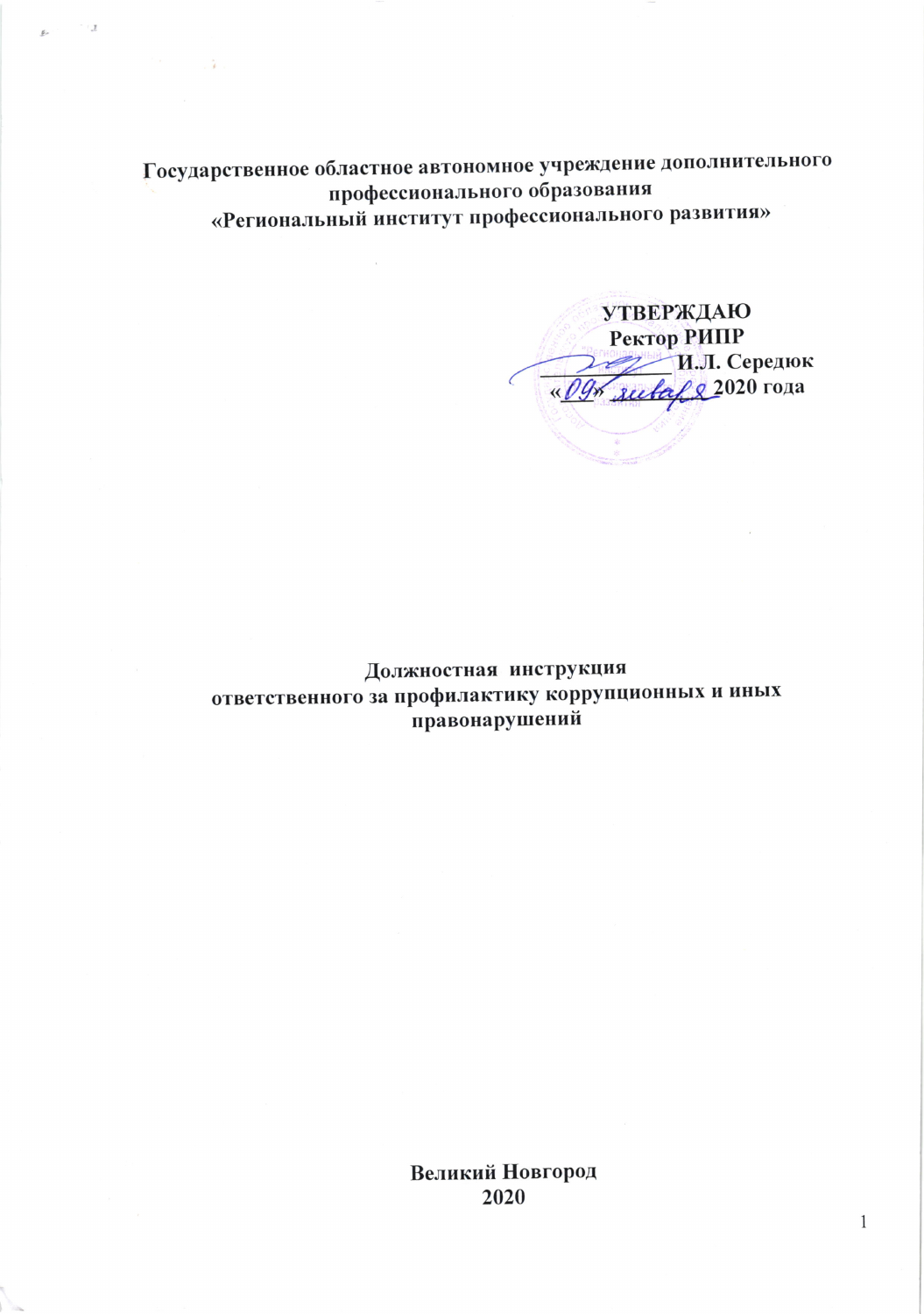**Государственное областное автономное учреждение дополнительного профессионального образования**
**«Региональный институт профессионального развития»**

**УТВЕРЖДАЮ**
**Ректор РИПР**
**____________ И.Л. Середюк**
**«09» января 2020 года**

# Должностная инструкция ответственного за профилактику коррупционных и иных правонарушений

**Великий Новгород**
**2020**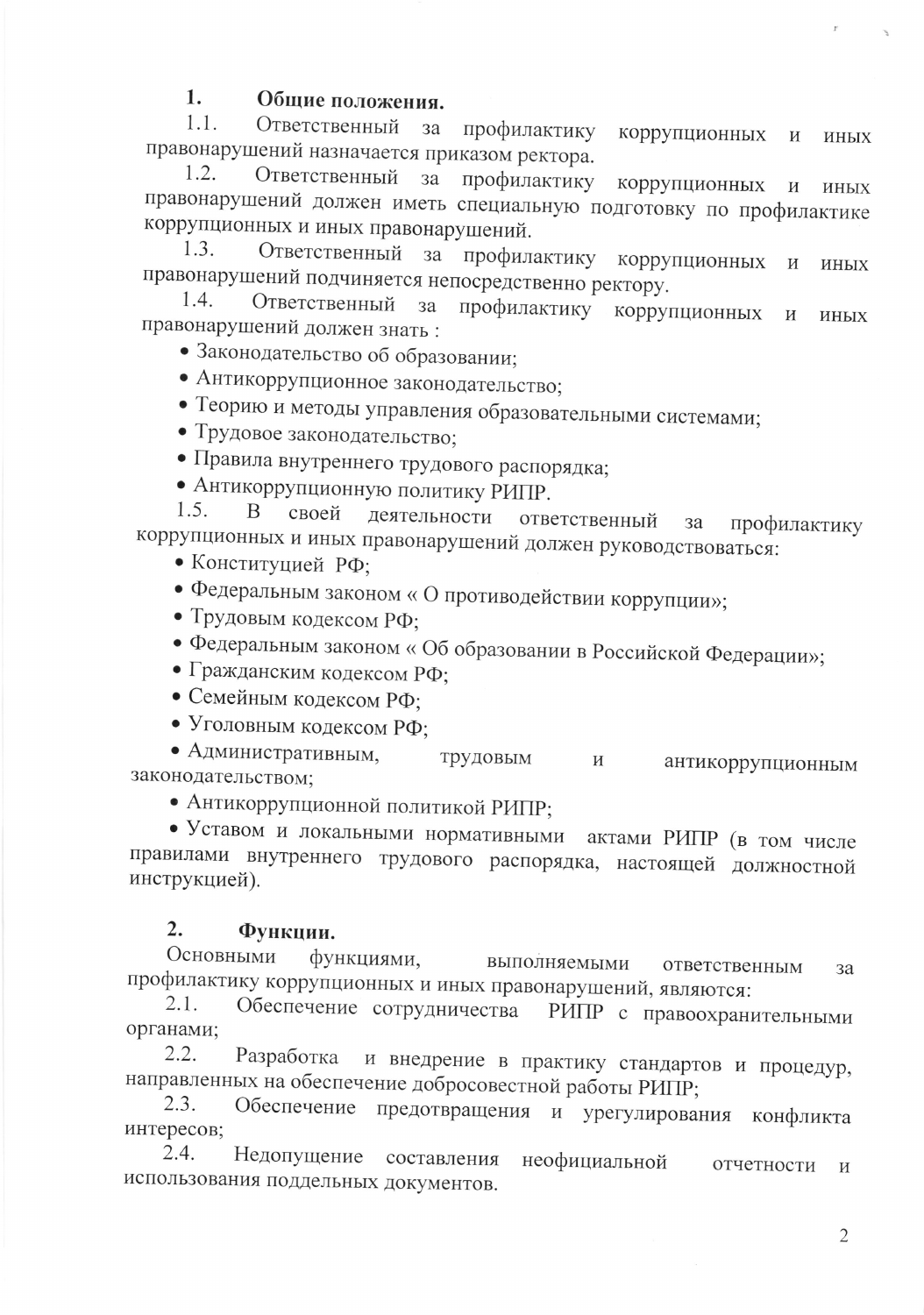## 1. Общие положения.

1.1. Ответственный за профилактику коррупционных и иных правонарушений назначается приказом ректора.

1.2. Ответственный за профилактику коррупционных и иных правонарушений должен иметь специальную подготовку по профилактике коррупционных и иных правонарушений.

1.3. Ответственный за профилактику коррупционных и иных правонарушений подчиняется непосредственно ректору.

1.4. Ответственный за профилактику коррупционных и иных правонарушений должен знать :

- Законодательство об образовании;
- Антикоррупционное законодательство;
- Теорию и методы управления образовательными системами;
- Трудовое законодательство;
- Правила внутреннего трудового распорядка;
- Антикоррупционную политику РИПР.

1.5. В своей деятельности ответственный за профилактику коррупционных и иных правонарушений должен руководствоваться:

- Конституцией РФ;
- Федеральным законом « О противодействии коррупции»;
- Трудовым кодексом РФ;
- Федеральным законом « Об образовании в Российской Федерации»;
- Гражданским кодексом РФ;
- Семейным кодексом РФ;
- Уголовным кодексом РФ;
- Административным, трудовым и антикоррупционным законодательством;
- Антикоррупционной политикой РИПР;
- Уставом и локальными нормативными актами РИПР (в том числе правилами внутреннего трудового распорядка, настоящей должностной инструкцией).

## 2. Функции.

Основными функциями, выполняемыми ответственным за профилактику коррупционных и иных правонарушений, являются:

2.1. Обеспечение сотрудничества РИПР с правоохранительными органами;

2.2. Разработка и внедрение в практику стандартов и процедур, направленных на обеспечение добросовестной работы РИПР;

2.3. Обеспечение предотвращения и урегулирования конфликта интересов;

2.4. Недопущение составления неофициальной отчетности и использования поддельных документов.